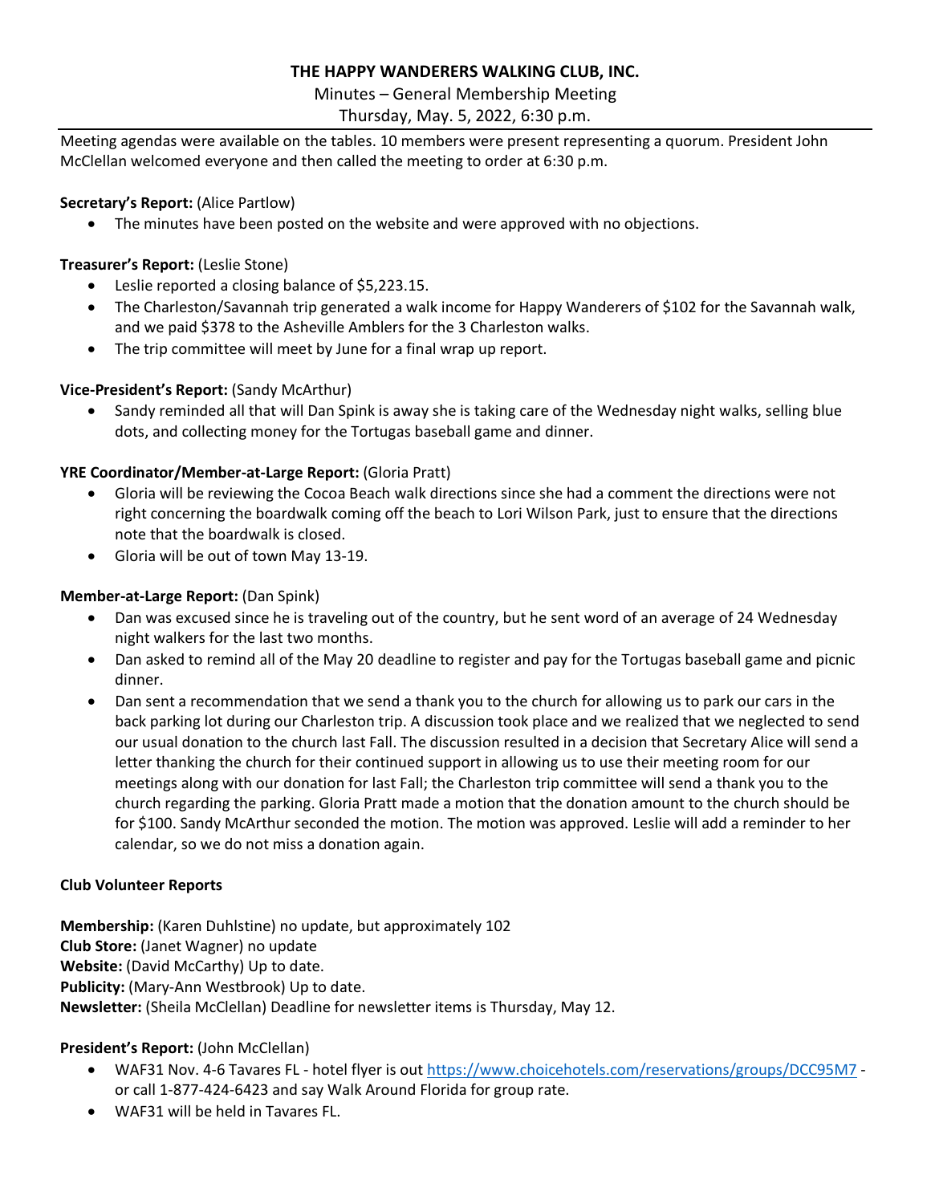# THE HAPPY WANDERERS WALKING CLUB, INC.

Minutes – General Membership Meeting

Thursday, May. 5, 2022, 6:30 p.m.

Meeting agendas were available on the tables. 10 members were present representing a quorum. President John McClellan welcomed everyone and then called the meeting to order at 6:30 p.m.

**Secretary's Report:** (Alice Partlow)

- The minutes have been posted on the website and were approved with no objections.

**Treasurer's Report:** (Leslie Stone)

- Leslie reported a closing balance of $5,223.15.
- The Charleston/Savannah trip generated a walk income for Happy Wanderers of $102 for the Savannah walk, and we paid $378 to the Asheville Amblers for the 3 Charleston walks.
- The trip committee will meet by June for a final wrap up report.

**Vice-President's Report:** (Sandy McArthur)

- Sandy reminded all that will Dan Spink is away she is taking care of the Wednesday night walks, selling blue dots, and collecting money for the Tortugas baseball game and dinner.

**YRE Coordinator/Member-at-Large Report:** (Gloria Pratt)

- Gloria will be reviewing the Cocoa Beach walk directions since she had a comment the directions were not right concerning the boardwalk coming off the beach to Lori Wilson Park, just to ensure that the directions note that the boardwalk is closed.
- Gloria will be out of town May 13-19.

**Member-at-Large Report:** (Dan Spink)

- Dan was excused since he is traveling out of the country, but he sent word of an average of 24 Wednesday night walkers for the last two months.
- Dan asked to remind all of the May 20 deadline to register and pay for the Tortugas baseball game and picnic dinner.
- Dan sent a recommendation that we send a thank you to the church for allowing us to park our cars in the back parking lot during our Charleston trip. A discussion took place and we realized that we neglected to send our usual donation to the church last Fall. The discussion resulted in a decision that Secretary Alice will send a letter thanking the church for their continued support in allowing us to use their meeting room for our meetings along with our donation for last Fall; the Charleston trip committee will send a thank you to the church regarding the parking. Gloria Pratt made a motion that the donation amount to the church should be for $100. Sandy McArthur seconded the motion. The motion was approved. Leslie will add a reminder to her calendar, so we do not miss a donation again.

**Club Volunteer Reports**

**Membership:** (Karen Duhlstine) no update, but approximately 102

**Club Store:** (Janet Wagner) no update

**Website:** (David McCarthy) Up to date.

**Publicity:** (Mary-Ann Westbrook) Up to date.

**Newsletter:** (Sheila McClellan) Deadline for newsletter items is Thursday, May 12.

**President's Report:** (John McClellan)

- WAF31 Nov. 4-6 Tavares FL - hotel flyer is out https://www.choicehotels.com/reservations/groups/DCC95M7 - or call 1-877-424-6423 and say Walk Around Florida for group rate.
- WAF31 will be held in Tavares FL.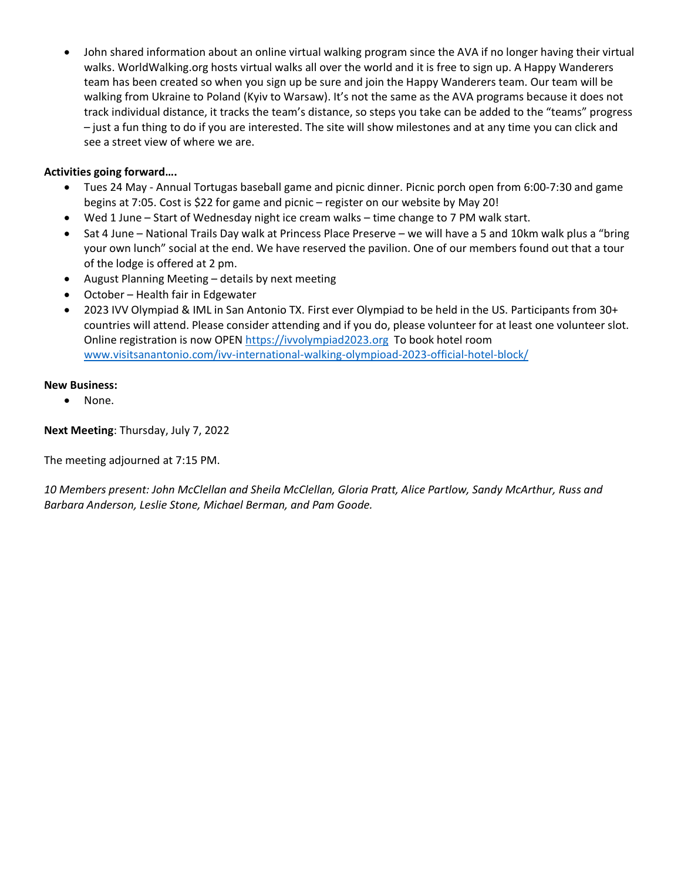- John shared information about an online virtual walking program since the AVA if no longer having their virtual walks. WorldWalking.org hosts virtual walks all over the world and it is free to sign up. A Happy Wanderers team has been created so when you sign up be sure and join the Happy Wanderers team. Our team will be walking from Ukraine to Poland (Kyiv to Warsaw). It's not the same as the AVA programs because it does not track individual distance, it tracks the team's distance, so steps you take can be added to the "teams" progress – just a fun thing to do if you are interested. The site will show milestones and at any time you can click and see a street view of where we are.

**Activities going forward….**

- Tues 24 May - Annual Tortugas baseball game and picnic dinner. Picnic porch open from 6:00-7:30 and game begins at 7:05. Cost is $22 for game and picnic – register on our website by May 20!
- Wed 1 June – Start of Wednesday night ice cream walks – time change to 7 PM walk start.
- Sat 4 June – National Trails Day walk at Princess Place Preserve – we will have a 5 and 10km walk plus a "bring your own lunch" social at the end. We have reserved the pavilion. One of our members found out that a tour of the lodge is offered at 2 pm.
- August Planning Meeting – details by next meeting
- October – Health fair in Edgewater
- 2023 IVV Olympiad & IML in San Antonio TX. First ever Olympiad to be held in the US. Participants from 30+ countries will attend. Please consider attending and if you do, please volunteer for at least one volunteer slot. Online registration is now OPEN https://ivvolympiad2023.org To book hotel room www.visitsanantonio.com/ivv-international-walking-olympioad-2023-official-hotel-block/

**New Business:**

- None.

**Next Meeting**: Thursday, July 7, 2022

The meeting adjourned at 7:15 PM.

*10 Members present: John McClellan and Sheila McClellan, Gloria Pratt, Alice Partlow, Sandy McArthur, Russ and Barbara Anderson, Leslie Stone, Michael Berman, and Pam Goode.*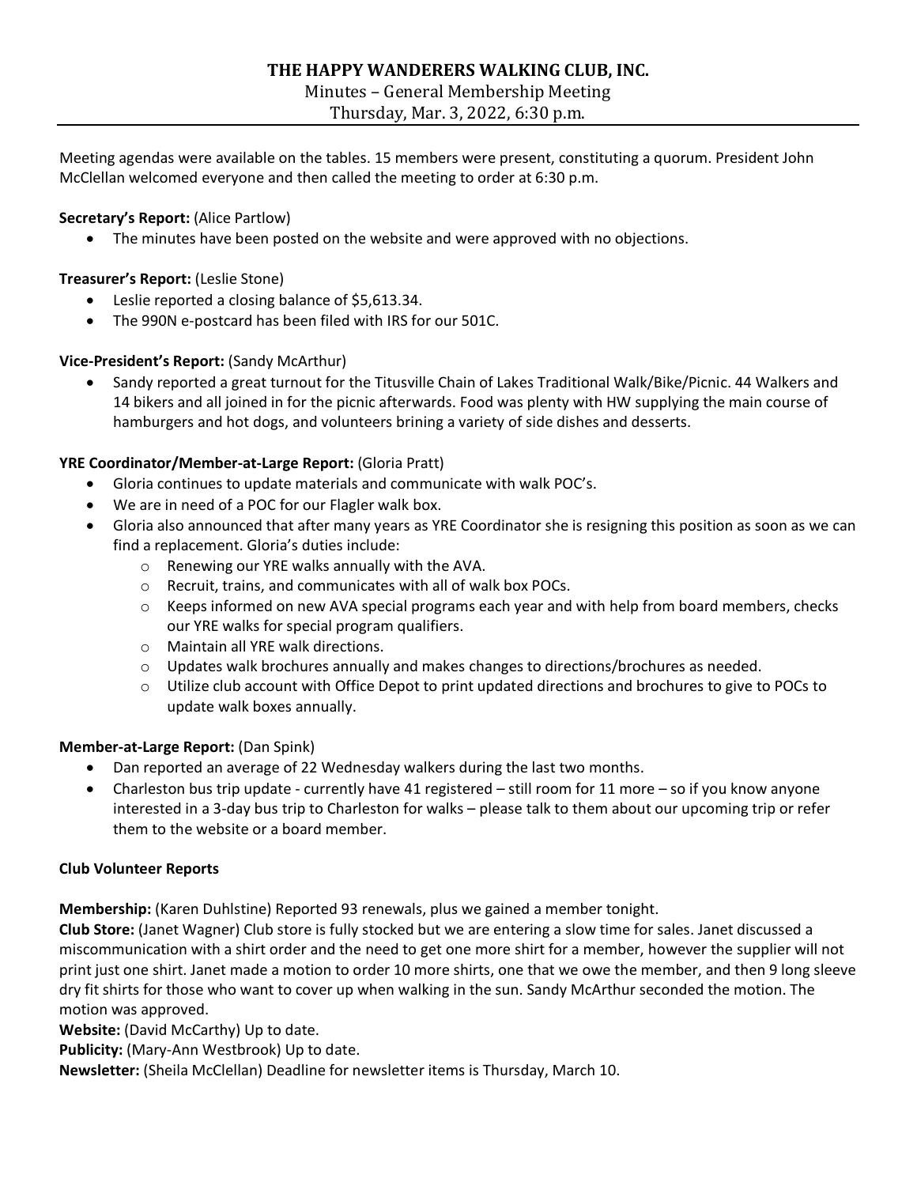# THE HAPPY WANDERERS WALKING CLUB, INC.

Minutes – General Membership Meeting
Thursday, Mar. 3, 2022, 6:30 p.m.

Meeting agendas were available on the tables. 15 members were present, constituting a quorum. President John McClellan welcomed everyone and then called the meeting to order at 6:30 p.m.

**Secretary's Report:** (Alice Partlow)

- The minutes have been posted on the website and were approved with no objections.

**Treasurer's Report:** (Leslie Stone)

- Leslie reported a closing balance of $5,613.34.
- The 990N e-postcard has been filed with IRS for our 501C.

**Vice-President's Report:** (Sandy McArthur)

- Sandy reported a great turnout for the Titusville Chain of Lakes Traditional Walk/Bike/Picnic. 44 Walkers and 14 bikers and all joined in for the picnic afterwards. Food was plenty with HW supplying the main course of hamburgers and hot dogs, and volunteers brining a variety of side dishes and desserts.

**YRE Coordinator/Member-at-Large Report:** (Gloria Pratt)

- Gloria continues to update materials and communicate with walk POC's.
- We are in need of a POC for our Flagler walk box.
- Gloria also announced that after many years as YRE Coordinator she is resigning this position as soon as we can find a replacement. Gloria's duties include:
  - Renewing our YRE walks annually with the AVA.
  - Recruit, trains, and communicates with all of walk box POCs.
  - Keeps informed on new AVA special programs each year and with help from board members, checks our YRE walks for special program qualifiers.
  - Maintain all YRE walk directions.
  - Updates walk brochures annually and makes changes to directions/brochures as needed.
  - Utilize club account with Office Depot to print updated directions and brochures to give to POCs to update walk boxes annually.

**Member-at-Large Report:** (Dan Spink)

- Dan reported an average of 22 Wednesday walkers during the last two months.
- Charleston bus trip update - currently have 41 registered – still room for 11 more – so if you know anyone interested in a 3-day bus trip to Charleston for walks – please talk to them about our upcoming trip or refer them to the website or a board member.

**Club Volunteer Reports**

**Membership:** (Karen Duhlstine) Reported 93 renewals, plus we gained a member tonight.

**Club Store:** (Janet Wagner) Club store is fully stocked but we are entering a slow time for sales. Janet discussed a miscommunication with a shirt order and the need to get one more shirt for a member, however the supplier will not print just one shirt. Janet made a motion to order 10 more shirts, one that we owe the member, and then 9 long sleeve dry fit shirts for those who want to cover up when walking in the sun. Sandy McArthur seconded the motion. The motion was approved.

**Website:** (David McCarthy) Up to date.

**Publicity:** (Mary-Ann Westbrook) Up to date.

**Newsletter:** (Sheila McClellan) Deadline for newsletter items is Thursday, March 10.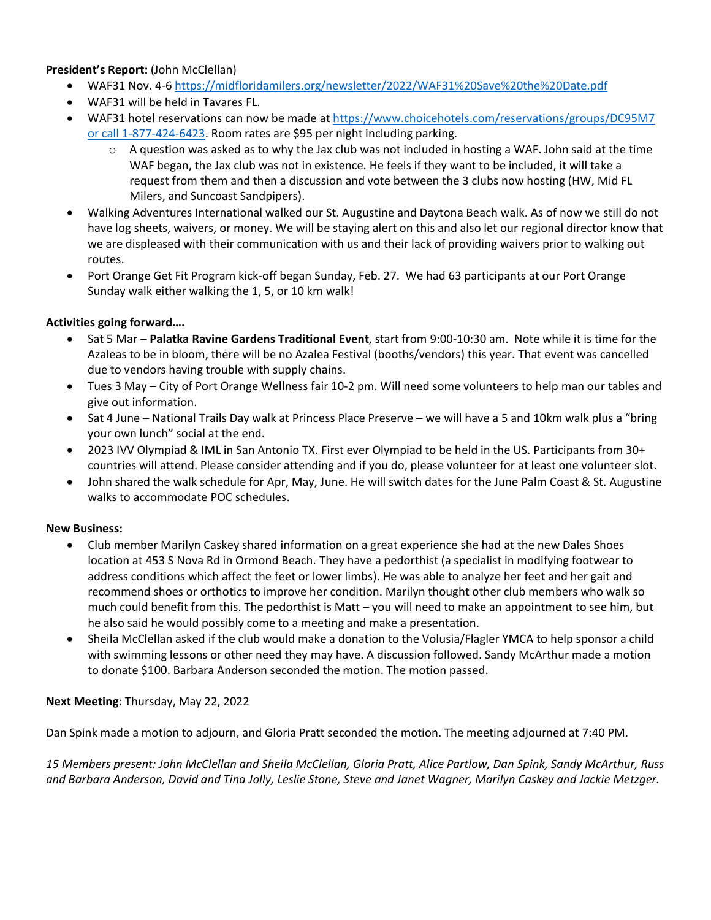**President's Report:** (John McClellan)

- WAF31 Nov. 4-6 https://midfloridamilers.org/newsletter/2022/WAF31%20Save%20the%20Date.pdf
- WAF31 will be held in Tavares FL.
- WAF31 hotel reservations can now be made at https://www.choicehotels.com/reservations/groups/DC95M7 or call 1-877-424-6423. Room rates are $95 per night including parking.
    - A question was asked as to why the Jax club was not included in hosting a WAF. John said at the time WAF began, the Jax club was not in existence. He feels if they want to be included, it will take a request from them and then a discussion and vote between the 3 clubs now hosting (HW, Mid FL Milers, and Suncoast Sandpipers).
- Walking Adventures International walked our St. Augustine and Daytona Beach walk. As of now we still do not have log sheets, waivers, or money. We will be staying alert on this and also let our regional director know that we are displeased with their communication with us and their lack of providing waivers prior to walking out routes.
- Port Orange Get Fit Program kick-off began Sunday, Feb. 27. We had 63 participants at our Port Orange Sunday walk either walking the 1, 5, or 10 km walk!

**Activities going forward….**

- Sat 5 Mar – **Palatka Ravine Gardens Traditional Event**, start from 9:00-10:30 am. Note while it is time for the Azaleas to be in bloom, there will be no Azalea Festival (booths/vendors) this year. That event was cancelled due to vendors having trouble with supply chains.
- Tues 3 May – City of Port Orange Wellness fair 10-2 pm. Will need some volunteers to help man our tables and give out information.
- Sat 4 June – National Trails Day walk at Princess Place Preserve – we will have a 5 and 10km walk plus a "bring your own lunch" social at the end.
- 2023 IVV Olympiad & IML in San Antonio TX. First ever Olympiad to be held in the US. Participants from 30+ countries will attend. Please consider attending and if you do, please volunteer for at least one volunteer slot.
- John shared the walk schedule for Apr, May, June. He will switch dates for the June Palm Coast & St. Augustine walks to accommodate POC schedules.

**New Business:**

- Club member Marilyn Caskey shared information on a great experience she had at the new Dales Shoes location at 453 S Nova Rd in Ormond Beach. They have a pedorthist (a specialist in modifying footwear to address conditions which affect the feet or lower limbs). He was able to analyze her feet and her gait and recommend shoes or orthotics to improve her condition. Marilyn thought other club members who walk so much could benefit from this. The pedorthist is Matt – you will need to make an appointment to see him, but he also said he would possibly come to a meeting and make a presentation.
- Sheila McClellan asked if the club would make a donation to the Volusia/Flagler YMCA to help sponsor a child with swimming lessons or other need they may have. A discussion followed. Sandy McArthur made a motion to donate $100. Barbara Anderson seconded the motion. The motion passed.

**Next Meeting**: Thursday, May 22, 2022

Dan Spink made a motion to adjourn, and Gloria Pratt seconded the motion. The meeting adjourned at 7:40 PM.

*15 Members present: John McClellan and Sheila McClellan, Gloria Pratt, Alice Partlow, Dan Spink, Sandy McArthur, Russ and Barbara Anderson, David and Tina Jolly, Leslie Stone, Steve and Janet Wagner, Marilyn Caskey and Jackie Metzger.*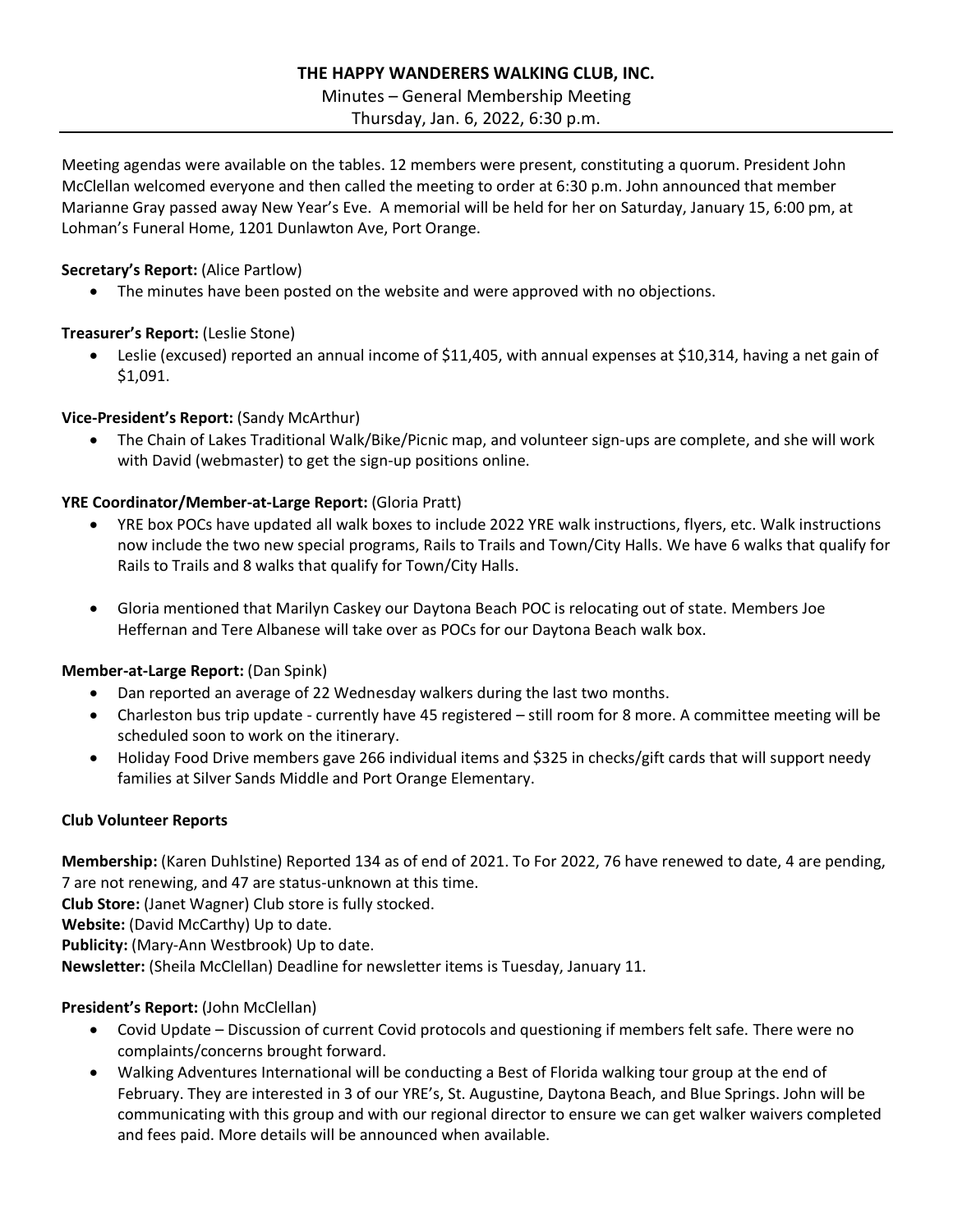**THE HAPPY WANDERERS WALKING CLUB, INC.**

Minutes – General Membership Meeting

Thursday, Jan. 6, 2022, 6:30 p.m.

Meeting agendas were available on the tables. 12 members were present, constituting a quorum. President John McClellan welcomed everyone and then called the meeting to order at 6:30 p.m. John announced that member Marianne Gray passed away New Year's Eve. A memorial will be held for her on Saturday, January 15, 6:00 pm, at Lohman's Funeral Home, 1201 Dunlawton Ave, Port Orange.

**Secretary's Report:** (Alice Partlow)

- The minutes have been posted on the website and were approved with no objections.

**Treasurer's Report:** (Leslie Stone)

- Leslie (excused) reported an annual income of $11,405, with annual expenses at $10,314, having a net gain of $1,091.

**Vice-President's Report:** (Sandy McArthur)

- The Chain of Lakes Traditional Walk/Bike/Picnic map, and volunteer sign-ups are complete, and she will work with David (webmaster) to get the sign-up positions online.

**YRE Coordinator/Member-at-Large Report:** (Gloria Pratt)

- YRE box POCs have updated all walk boxes to include 2022 YRE walk instructions, flyers, etc. Walk instructions now include the two new special programs, Rails to Trails and Town/City Halls. We have 6 walks that qualify for Rails to Trails and 8 walks that qualify for Town/City Halls.
- Gloria mentioned that Marilyn Caskey our Daytona Beach POC is relocating out of state. Members Joe Heffernan and Tere Albanese will take over as POCs for our Daytona Beach walk box.

**Member-at-Large Report:** (Dan Spink)

- Dan reported an average of 22 Wednesday walkers during the last two months.
- Charleston bus trip update - currently have 45 registered – still room for 8 more. A committee meeting will be scheduled soon to work on the itinerary.
- Holiday Food Drive members gave 266 individual items and $325 in checks/gift cards that will support needy families at Silver Sands Middle and Port Orange Elementary.

**Club Volunteer Reports**

**Membership:** (Karen Duhlstine) Reported 134 as of end of 2021. To For 2022, 76 have renewed to date, 4 are pending, 7 are not renewing, and 47 are status-unknown at this time.

**Club Store:** (Janet Wagner) Club store is fully stocked.

**Website:** (David McCarthy) Up to date.

**Publicity:** (Mary-Ann Westbrook) Up to date.

**Newsletter:** (Sheila McClellan) Deadline for newsletter items is Tuesday, January 11.

**President's Report:** (John McClellan)

- Covid Update – Discussion of current Covid protocols and questioning if members felt safe. There were no complaints/concerns brought forward.
- Walking Adventures International will be conducting a Best of Florida walking tour group at the end of February. They are interested in 3 of our YRE's, St. Augustine, Daytona Beach, and Blue Springs. John will be communicating with this group and with our regional director to ensure we can get walker waivers completed and fees paid. More details will be announced when available.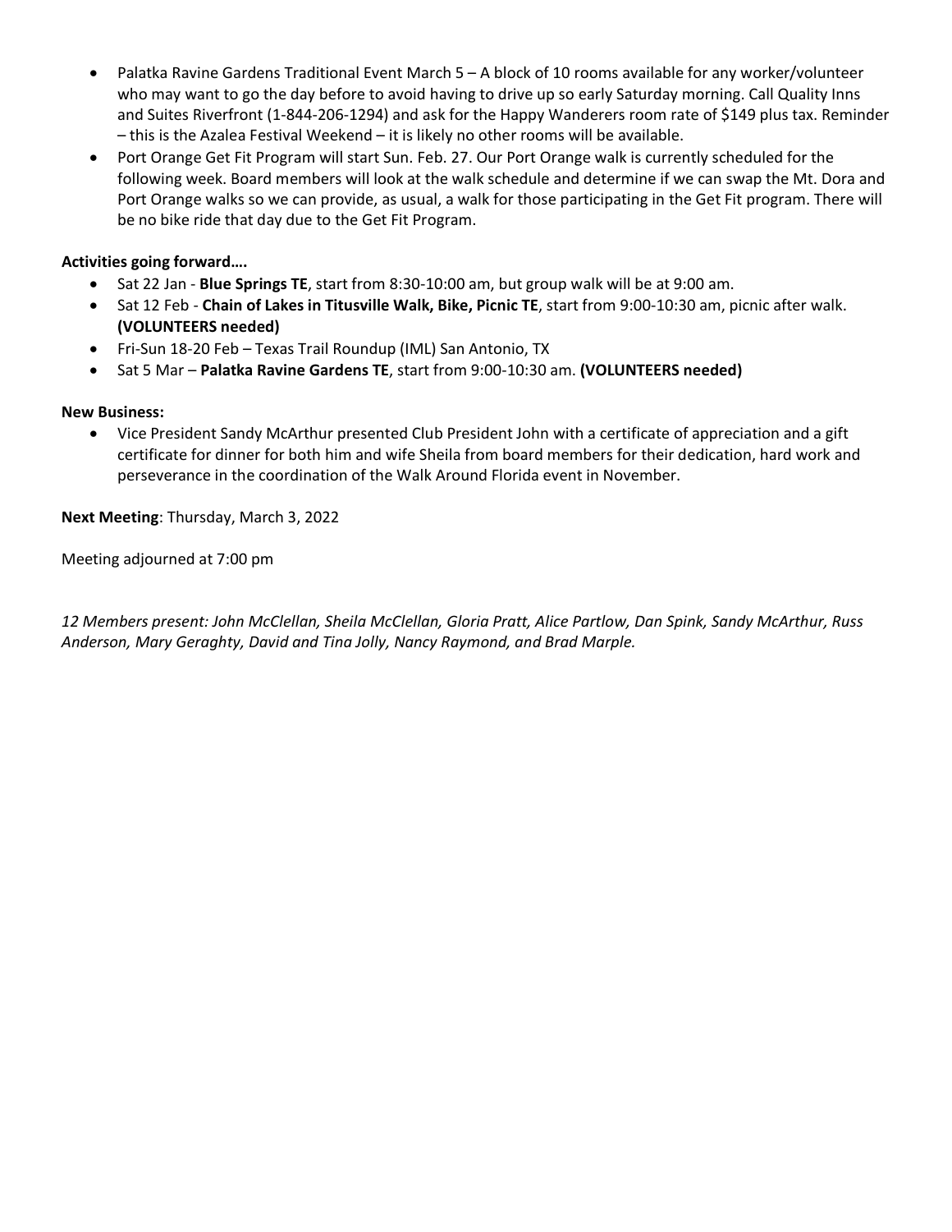- Palatka Ravine Gardens Traditional Event March 5 – A block of 10 rooms available for any worker/volunteer who may want to go the day before to avoid having to drive up so early Saturday morning. Call Quality Inns and Suites Riverfront (1-844-206-1294) and ask for the Happy Wanderers room rate of $149 plus tax. Reminder – this is the Azalea Festival Weekend – it is likely no other rooms will be available.
- Port Orange Get Fit Program will start Sun. Feb. 27. Our Port Orange walk is currently scheduled for the following week. Board members will look at the walk schedule and determine if we can swap the Mt. Dora and Port Orange walks so we can provide, as usual, a walk for those participating in the Get Fit program. There will be no bike ride that day due to the Get Fit Program.

**Activities going forward….**

- Sat 22 Jan - **Blue Springs TE**, start from 8:30-10:00 am, but group walk will be at 9:00 am.
- Sat 12 Feb - **Chain of Lakes in Titusville Walk, Bike, Picnic TE**, start from 9:00-10:30 am, picnic after walk. **(VOLUNTEERS needed)**
- Fri-Sun 18-20 Feb – Texas Trail Roundup (IML) San Antonio, TX
- Sat 5 Mar – **Palatka Ravine Gardens TE**, start from 9:00-10:30 am. **(VOLUNTEERS needed)**

**New Business:**

- Vice President Sandy McArthur presented Club President John with a certificate of appreciation and a gift certificate for dinner for both him and wife Sheila from board members for their dedication, hard work and perseverance in the coordination of the Walk Around Florida event in November.

**Next Meeting**: Thursday, March 3, 2022

Meeting adjourned at 7:00 pm

*12 Members present: John McClellan, Sheila McClellan, Gloria Pratt, Alice Partlow, Dan Spink, Sandy McArthur, Russ Anderson, Mary Geraghty, David and Tina Jolly, Nancy Raymond, and Brad Marple.*